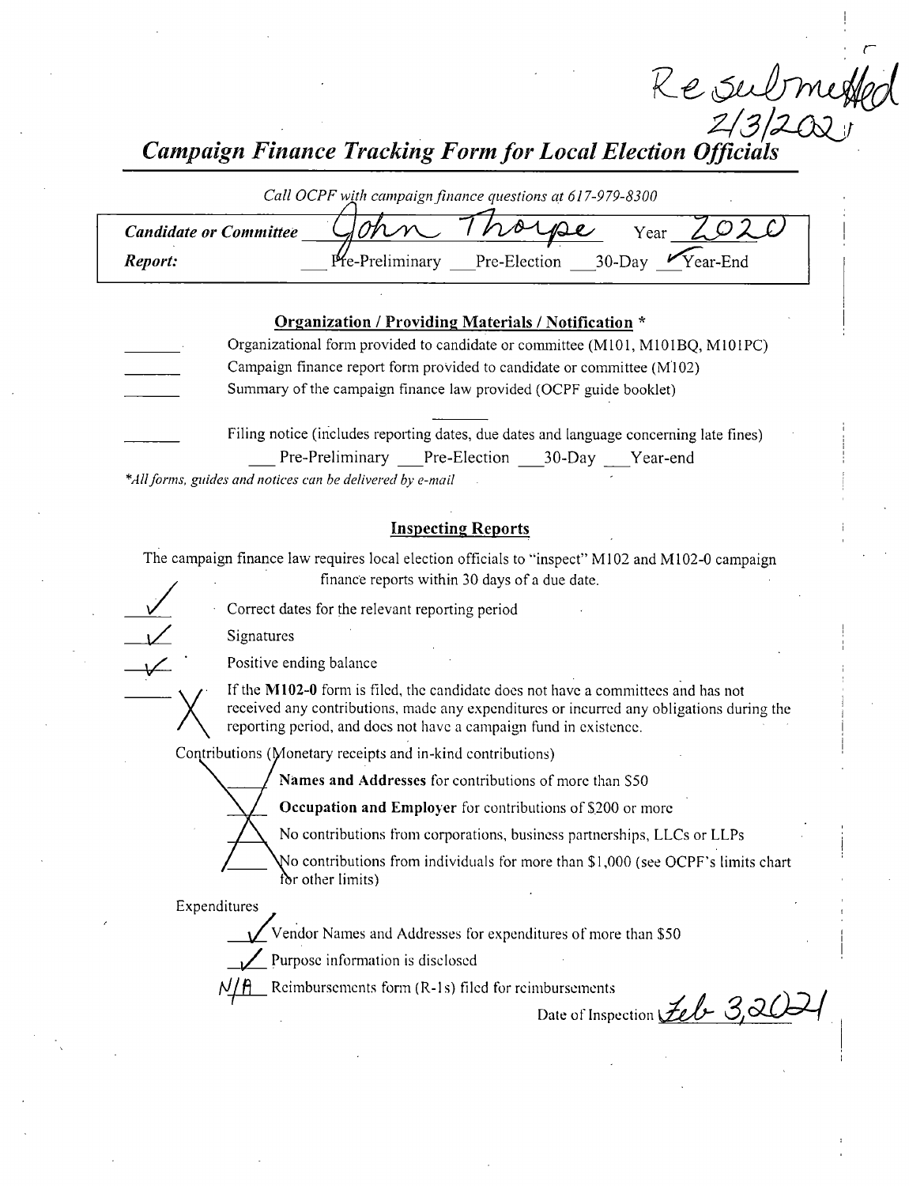Resubmitted 2/3/2021

# Campaign Finance Tracking Form for Local Election Officials

*Call OCPF with campaign finance questions at 617-979-8300*

| | |
|---|---|
| **Candidate or Committee** | John Thorpe  Year 2020 |
| **Report:** | ___ Pre-Preliminary ___ Pre-Election ___ 30-Day ✓ Year-End |

## Organization / Providing Materials / Notification *

_____ Organizational form provided to candidate or committee (M101, M101BQ, M101PC)

_____ Campaign finance report form provided to candidate or committee (M102)

_____ Summary of the campaign finance law provided (OCPF guide booklet)

_____ Filing notice (includes reporting dates, due dates and language concerning late fines)
___ Pre-Preliminary ___ Pre-Election ___ 30-Day ___ Year-end

*\*All forms, guides and notices can be delivered by e-mail*

## Inspecting Reports

The campaign finance law requires local election officials to "inspect" M102 and M102-0 campaign finance reports within 30 days of a due date.

✓ Correct dates for the relevant reporting period

✓ Signatures

✓ Positive ending balance

X If the **M102-0** form is filed, the candidate does not have a committees and has not received any contributions, made any expenditures or incurred any obligations during the reporting period, and does not have a campaign fund in existence.

Contributions (Monetary receipts and in-kind contributions) — X

_____ **Names and Addresses** for contributions of more than $50

_____ **Occupation and Employer** for contributions of $200 or more

_____ No contributions from corporations, business partnerships, LLCs or LLPs

_____ No contributions from individuals for more than $1,000 (see OCPF's limits chart for other limits)

Expenditures

✓ Vendor Names and Addresses for expenditures of more than $50

✓ Purpose information is disclosed

N/A Reimbursements form (R-1s) filed for reimbursements

Date of Inspection Feb 3, 2021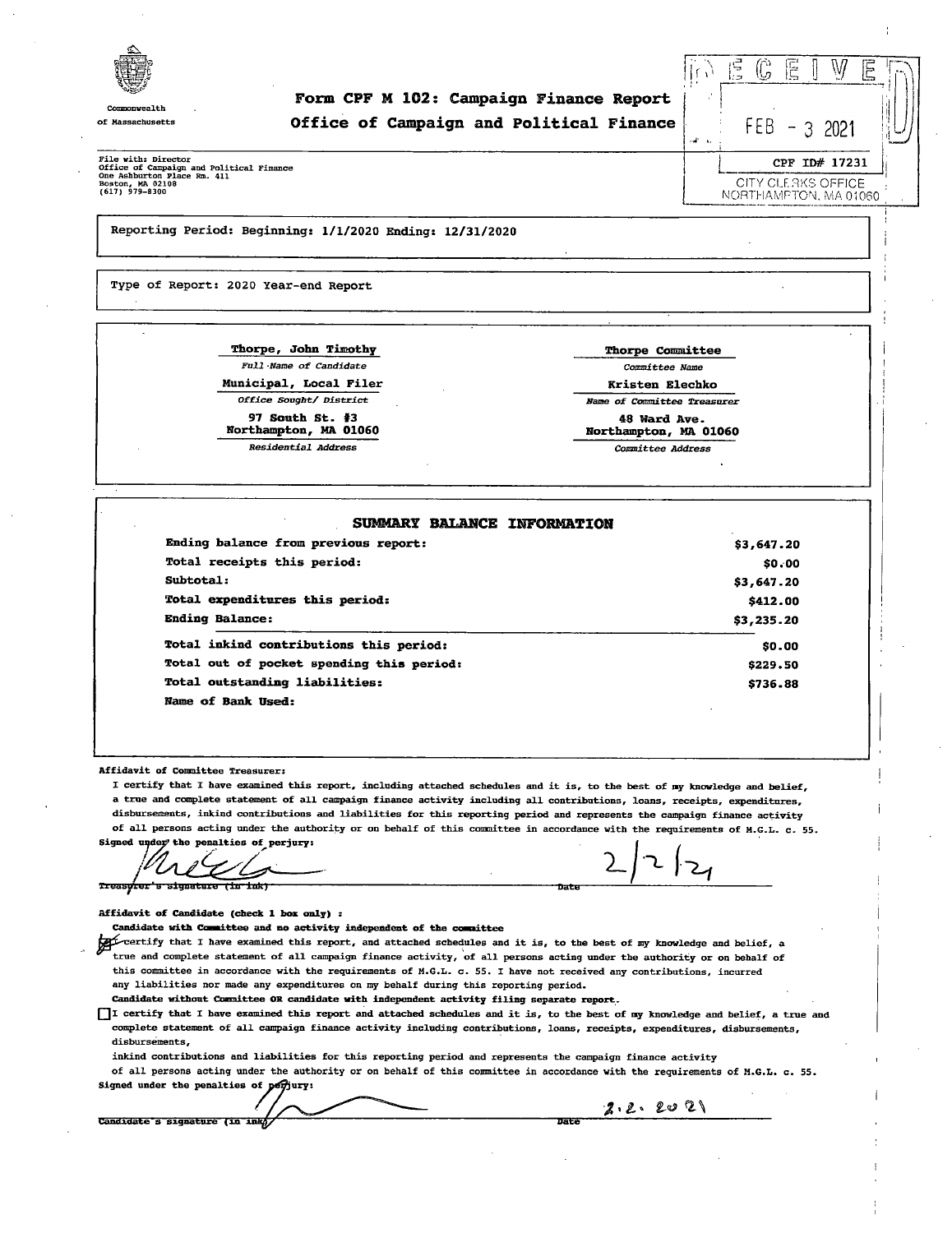Commonwealth of Massachusetts

# Form CPF M 102: Campaign Finance Report
## Office of Campaign and Political Finance

RECEIVED
FEB - 3 2021
CITY CLERKS OFFICE
NORTHAMPTON, MA 01060

CPF ID# 17231

File with: Director
Office of Campaign and Political Finance
One Ashburton Place Rm. 411
Boston, MA 02108
(617) 979-8300

Reporting Period: Beginning: 1/1/2020 Ending: 12/31/2020

Type of Report: 2020 Year-end Report

| | |
|---|---|
| **Thorpe, John Timothy** | **Thorpe Committee** |
| *Full Name of Candidate* | *Committee Name* |
| **Municipal, Local Filer** | **Kristen Elechko** |
| *Office Sought/ District* | *Name of Committee Treasurer* |
| **97 South St. #3**<br>**Northampton, MA 01060** | **48 Ward Ave.**<br>**Northampton, MA 01060** |
| *Residential Address* | *Committee Address* |

## SUMMARY BALANCE INFORMATION

| | |
|---|---|
| **Ending balance from previous report:** | **$3,647.20** |
| **Total receipts this period:** | **$0.00** |
| **Subtotal:** | **$3,647.20** |
| **Total expenditures this period:** | **$412.00** |
| **Ending Balance:** | **$3,235.20** |
| **Total inkind contributions this period:** | **$0.00** |
| **Total out of pocket spending this period:** | **$229.50** |
| **Total outstanding liabilities:** | **$736.88** |
| **Name of Bank Used:** | |

**Affidavit of Committee Treasurer:**

I certify that I have examined this report, including attached schedules and it is, to the best of my knowledge and belief, a true and complete statement of all campaign finance activity including all contributions, loans, receipts, expenditures, disbursements, inkind contributions and liabilities for this reporting period and represents the campaign finance activity of all persons acting under the authority or on behalf of this committee in accordance with the requirements of M.G.L. c. 55.

Signed under the penalties of perjury:

Treasurer's signature (in ink) ____________________ Date 2/2/21

**Affidavit of Candidate (check 1 box only) :**

**Candidate with Committee and no activity independent of the committee**

[X] I certify that I have examined this report, and attached schedules and it is, to the best of my knowledge and belief, a true and complete statement of all campaign finance activity, of all persons acting under the authority or on behalf of this committee in accordance with the requirements of M.G.L. c. 55. I have not received any contributions, incurred any liabilities nor made any expenditures on my behalf during this reporting period.

**Candidate without Committee OR candidate with independent activity filing separate report.**

[ ] I certify that I have examined this report and attached schedules and it is, to the best of my knowledge and belief, a true and complete statement of all campaign finance activity including contributions, loans, receipts, expenditures, disbursements, disbursements, inkind contributions and liabilities for this reporting period and represents the campaign finance activity of all persons acting under the authority or on behalf of this committee in accordance with the requirements of M.G.L. c. 55.

Signed under the penalties of perjury:

Candidate's signature (in ink) ____________________ Date 2.2.2021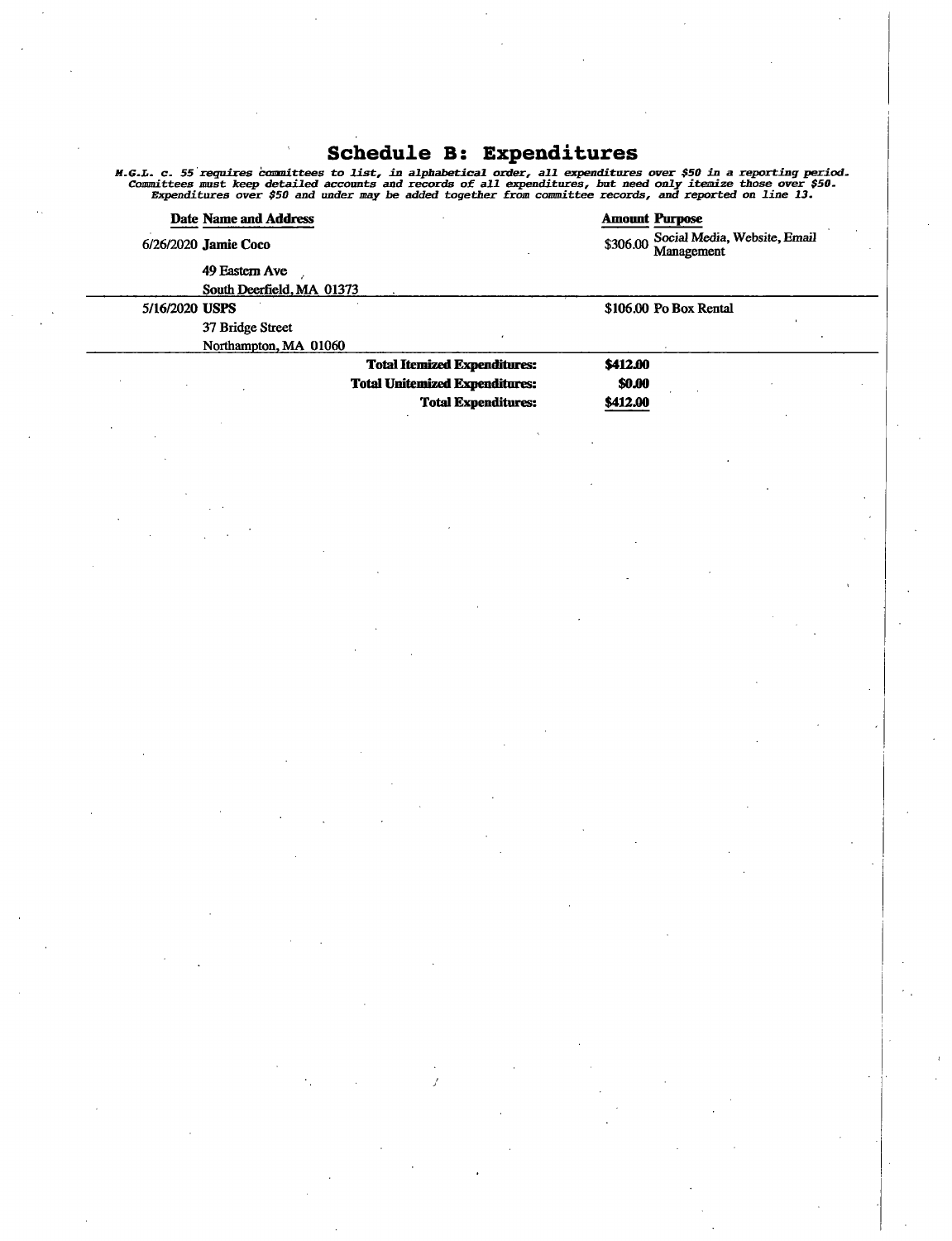# Schedule B: Expenditures

*M.G.L. c. 55 requires committees to list, in alphabetical order, all expenditures over $50 in a reporting period. Committees must keep detailed accounts and records of all expenditures, but need only itemize those over $50. Expenditures over $50 and under may be added together from committee records, and reported on line 13.*

| Date | Name and Address | Amount | Purpose |
|---|---|---|---|
| 6/26/2020 | **Jamie Coco**<br>49 Eastern Ave<br>South Deerfield, MA 01373 | $306.00 | Social Media, Website, Email Management |
| 5/16/2020 | **USPS**<br>37 Bridge Street<br>Northampton, MA 01060 | $106.00 | Po Box Rental |

| | |
|---|---|
| **Total Itemized Expenditures:** | **$412.00** |
| **Total Unitemized Expenditures:** | **$0.00** |
| **Total Expenditures:** | **$412.00** |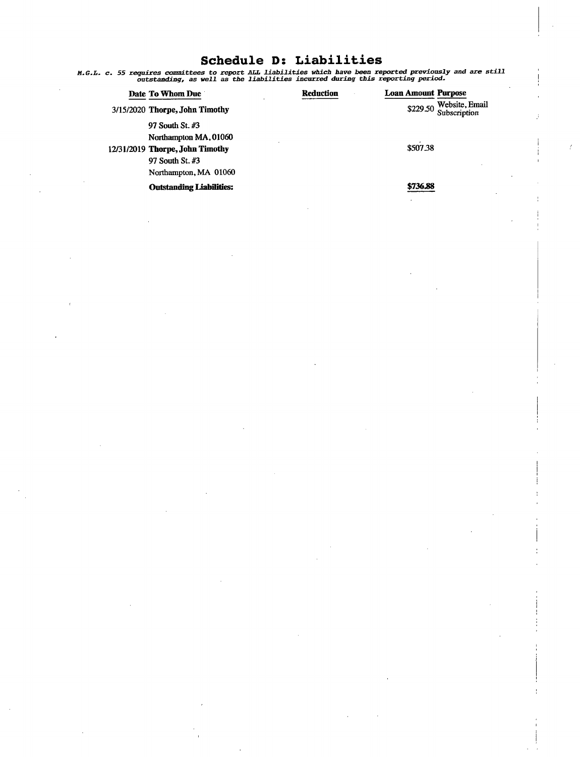# Schedule D: Liabilities

*M.G.L. c. 55 requires committees to report ALL liabilities which have been reported previously and are still outstanding, as well as the liabilities incurred during this reporting period.*

| Date | To Whom Due | Reduction | Loan Amount | Purpose |
|---|---|---|---|---|
| 3/15/2020 | **Thorpe, John Timothy**<br>97 South St. #3<br>Northampton MA, 01060 | | $229.50 | Website, Email Subscription |
| 12/31/2019 | **Thorpe, John Timothy**<br>97 South St. #3<br>Northampton, MA 01060 | | $507.38 | |
| | **Outstanding Liabilities:** | | **$736.88** | |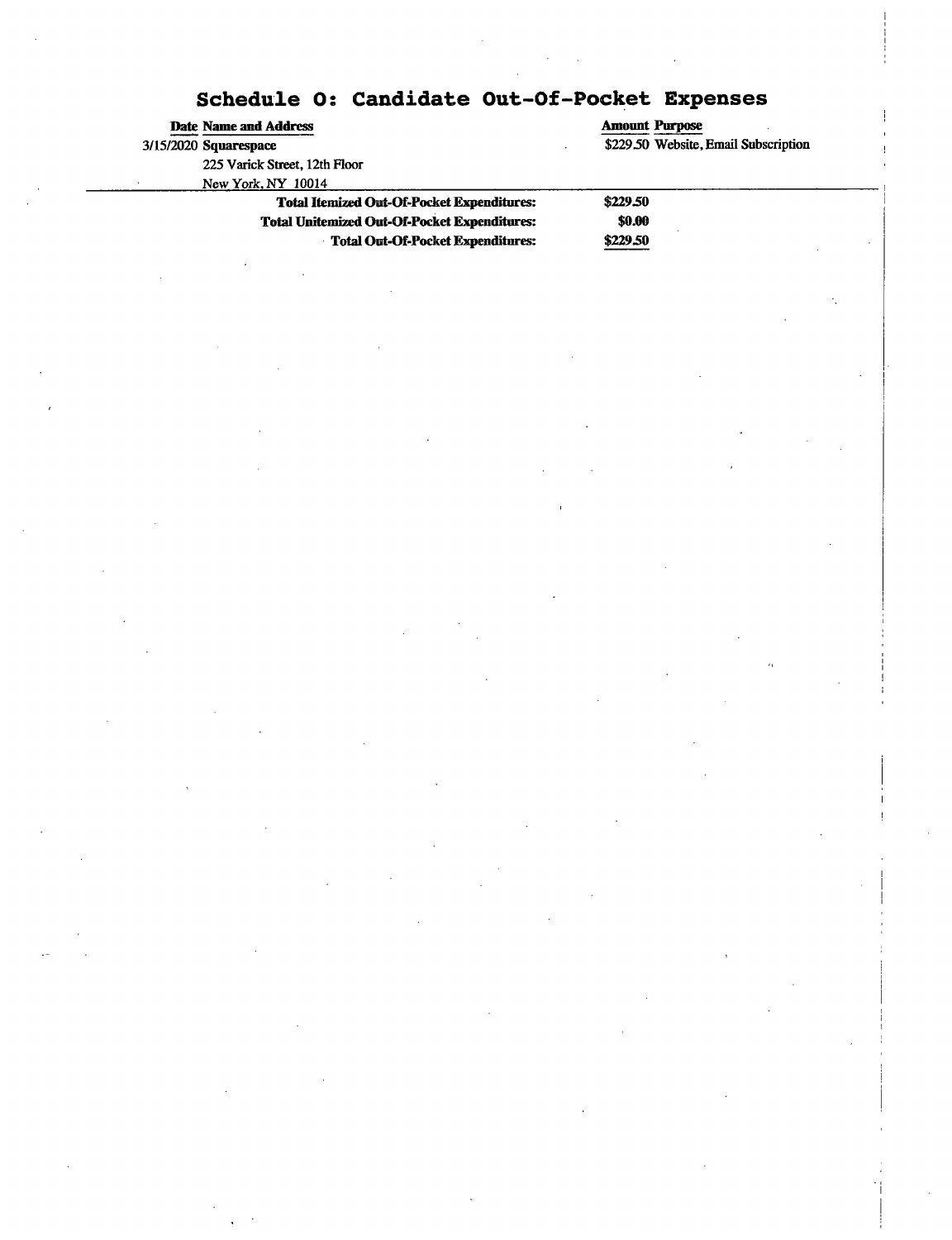# Schedule O: Candidate Out-Of-Pocket Expenses

| Date | Name and Address | Amount | Purpose |
|---|---|---|---|
| 3/15/2020 | **Squarespace**<br>225 Varick Street, 12th Floor<br>New York, NY 10014 | $229.50 | Website, Email Subscription |

| | |
|---|---|
| **Total Itemized Out-Of-Pocket Expenditures:** | **$229.50** |
| **Total Unitemized Out-Of-Pocket Expenditures:** | **$0.00** |
| **Total Out-Of-Pocket Expenditures:** | **$229.50** |